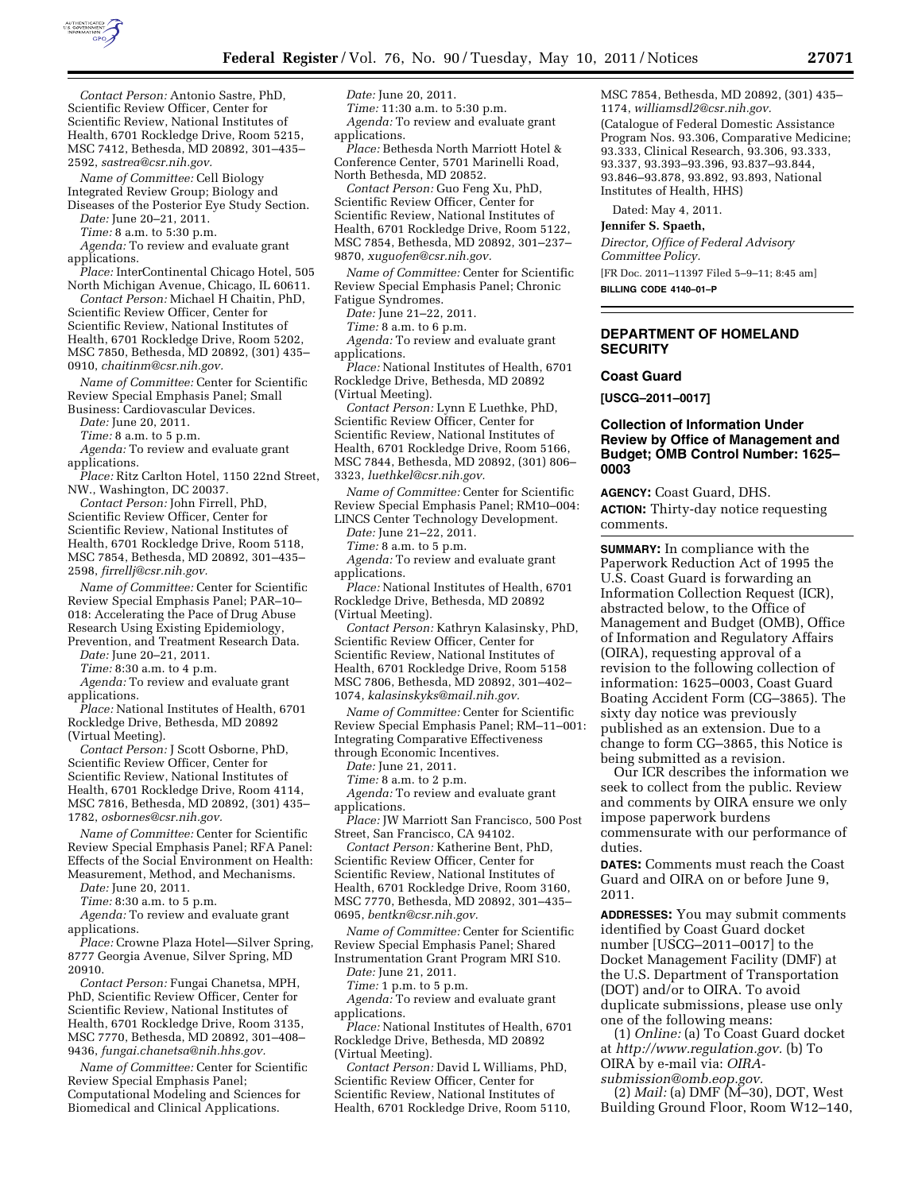*Contact Person:* Antonio Sastre, PhD, Scientific Review Officer, Center for Scientific Review, National Institutes of Health, 6701 Rockledge Drive, Room 5215, MSC 7412, Bethesda, MD 20892, 301–435–2592, *sastrea@csr.nih.gov.*

*Name of Committee:* Cell Biology Integrated Review Group; Biology and Diseases of the Posterior Eye Study Section.

*Date:* June 20–21, 2011.

*Time:* 8 a.m. to 5:30 p.m.

*Agenda:* To review and evaluate grant applications.

*Place:* InterContinental Chicago Hotel, 505 North Michigan Avenue, Chicago, IL 60611.

*Contact Person:* Michael H Chaitin, PhD, Scientific Review Officer, Center for Scientific Review, National Institutes of Health, 6701 Rockledge Drive, Room 5202, MSC 7850, Bethesda, MD 20892, (301) 435–0910, *chaitinm@csr.nih.gov.*

*Name of Committee:* Center for Scientific Review Special Emphasis Panel; Small Business: Cardiovascular Devices.

*Date:* June 20, 2011.

*Time:* 8 a.m. to 5 p.m.

*Agenda:* To review and evaluate grant applications.

*Place:* Ritz Carlton Hotel, 1150 22nd Street, NW., Washington, DC 20037.

*Contact Person:* John Firrell, PhD, Scientific Review Officer, Center for Scientific Review, National Institutes of Health, 6701 Rockledge Drive, Room 5118, MSC 7854, Bethesda, MD 20892, 301–435–2598, *firrellj@csr.nih.gov.*

*Name of Committee:* Center for Scientific Review Special Emphasis Panel; PAR–10–018: Accelerating the Pace of Drug Abuse Research Using Existing Epidemiology, Prevention, and Treatment Research Data.

*Date:* June 20–21, 2011.

*Time:* 8:30 a.m. to 4 p.m.

*Agenda:* To review and evaluate grant applications.

*Place:* National Institutes of Health, 6701 Rockledge Drive, Bethesda, MD 20892 (Virtual Meeting).

*Contact Person:* J Scott Osborne, PhD, Scientific Review Officer, Center for Scientific Review, National Institutes of Health, 6701 Rockledge Drive, Room 4114, MSC 7816, Bethesda, MD 20892, (301) 435–1782, *osbornes@csr.nih.gov.*

*Name of Committee:* Center for Scientific Review Special Emphasis Panel; RFA Panel: Effects of the Social Environment on Health: Measurement, Method, and Mechanisms.

*Date:* June 20, 2011.

*Time:* 8:30 a.m. to 5 p.m.

*Agenda:* To review and evaluate grant applications.

*Place:* Crowne Plaza Hotel—Silver Spring, 8777 Georgia Avenue, Silver Spring, MD 20910.

*Contact Person:* Fungai Chanetsa, MPH, PhD, Scientific Review Officer, Center for Scientific Review, National Institutes of Health, 6701 Rockledge Drive, Room 3135, MSC 7770, Bethesda, MD 20892, 301–408–9436, *fungai.chanetsa@nih.hhs.gov.*

*Name of Committee:* Center for Scientific Review Special Emphasis Panel; Computational Modeling and Sciences for Biomedical and Clinical Applications.

*Date:* June 20, 2011.

*Time:* 11:30 a.m. to 5:30 p.m.

*Agenda:* To review and evaluate grant applications.

*Place:* Bethesda North Marriott Hotel & Conference Center, 5701 Marinelli Road, North Bethesda, MD 20852.

*Contact Person:* Guo Feng Xu, PhD, Scientific Review Officer, Center for Scientific Review, National Institutes of Health, 6701 Rockledge Drive, Room 5122, MSC 7854, Bethesda, MD 20892, 301–237–9870, *xuguofen@csr.nih.gov.*

*Name of Committee:* Center for Scientific Review Special Emphasis Panel; Chronic Fatigue Syndromes.

*Date:* June 21–22, 2011.

*Time:* 8 a.m. to 6 p.m.

*Agenda:* To review and evaluate grant applications.

*Place:* National Institutes of Health, 6701 Rockledge Drive, Bethesda, MD 20892 (Virtual Meeting).

*Contact Person:* Lynn E Luethke, PhD, Scientific Review Officer, Center for Scientific Review, National Institutes of Health, 6701 Rockledge Drive, Room 5166, MSC 7844, Bethesda, MD 20892, (301) 806–3323, *luethkel@csr.nih.gov.*

*Name of Committee:* Center for Scientific Review Special Emphasis Panel; RM10–004: LINCS Center Technology Development.

*Date:* June 21–22, 2011.

*Time:* 8 a.m. to 5 p.m.

*Agenda:* To review and evaluate grant applications.

*Place:* National Institutes of Health, 6701 Rockledge Drive, Bethesda, MD 20892 (Virtual Meeting).

*Contact Person:* Kathryn Kalasinsky, PhD, Scientific Review Officer, Center for Scientific Review, National Institutes of Health, 6701 Rockledge Drive, Room 5158 MSC 7806, Bethesda, MD 20892, 301–402–1074, *kalasinskyks@mail.nih.gov.*

*Name of Committee:* Center for Scientific Review Special Emphasis Panel; RM–11–001: Integrating Comparative Effectiveness through Economic Incentives.

*Date:* June 21, 2011.

*Time:* 8 a.m. to 2 p.m.

*Agenda:* To review and evaluate grant applications.

*Place:* JW Marriott San Francisco, 500 Post Street, San Francisco, CA 94102.

*Contact Person:* Katherine Bent, PhD, Scientific Review Officer, Center for Scientific Review, National Institutes of Health, 6701 Rockledge Drive, Room 3160, MSC 7770, Bethesda, MD 20892, 301–435–0695, *bentkn@csr.nih.gov.*

*Name of Committee:* Center for Scientific Review Special Emphasis Panel; Shared Instrumentation Grant Program MRI S10.

*Date:* June 21, 2011.

*Time:* 1 p.m. to 5 p.m.

*Agenda:* To review and evaluate grant applications.

*Place:* National Institutes of Health, 6701 Rockledge Drive, Bethesda, MD 20892 (Virtual Meeting).

*Contact Person:* David L Williams, PhD, Scientific Review Officer, Center for Scientific Review, National Institutes of Health, 6701 Rockledge Drive, Room 5110, MSC 7854, Bethesda, MD 20892, (301) 435–1174, *williamsdl2@csr.nih.gov.*

(Catalogue of Federal Domestic Assistance Program Nos. 93.306, Comparative Medicine; 93.333, Clinical Research, 93.306, 93.333, 93.337, 93.393–93.396, 93.837–93.844, 93.846–93.878, 93.892, 93.893, National Institutes of Health, HHS)

Dated: May 4, 2011.

**Jennifer S. Spaeth,**

*Director, Office of Federal Advisory Committee Policy.*

[FR Doc. 2011–11397 Filed 5–9–11; 8:45 am]

**BILLING CODE 4140–01–P**

## DEPARTMENT OF HOMELAND SECURITY

### Coast Guard

**[USCG–2011–0017]**

### Collection of Information Under Review by Office of Management and Budget; OMB Control Number: 1625–0003

**AGENCY:** Coast Guard, DHS.

**ACTION:** Thirty-day notice requesting comments.

**SUMMARY:** In compliance with the Paperwork Reduction Act of 1995 the U.S. Coast Guard is forwarding an Information Collection Request (ICR), abstracted below, to the Office of Management and Budget (OMB), Office of Information and Regulatory Affairs (OIRA), requesting approval of a revision to the following collection of information: 1625–0003, Coast Guard Boating Accident Form (CG–3865). The sixty day notice was previously published as an extension. Due to a change to form CG–3865, this Notice is being submitted as a revision.

Our ICR describes the information we seek to collect from the public. Review and comments by OIRA ensure we only impose paperwork burdens commensurate with our performance of duties.

**DATES:** Comments must reach the Coast Guard and OIRA on or before June 9, 2011.

**ADDRESSES:** You may submit comments identified by Coast Guard docket number [USCG–2011–0017] to the Docket Management Facility (DMF) at the U.S. Department of Transportation (DOT) and/or to OIRA. To avoid duplicate submissions, please use only one of the following means:

(1) *Online:* (a) To Coast Guard docket at *http://www.regulation.gov.* (b) To OIRA by e-mail via: *OIRA-submission@omb.eop.gov.*

(2) *Mail:* (a) DMF (M–30), DOT, West Building Ground Floor, Room W12–140,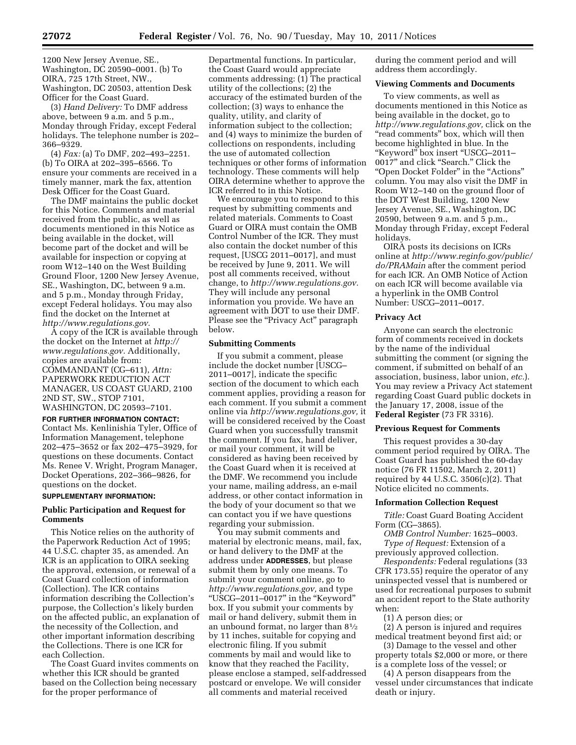1200 New Jersey Avenue, SE., Washington, DC 20590–0001. (b) To OIRA, 725 17th Street, NW., Washington, DC 20503, attention Desk Officer for the Coast Guard.

(3) *Hand Delivery:* To DMF address above, between 9 a.m. and 5 p.m., Monday through Friday, except Federal holidays. The telephone number is 202–366–9329.

(4) *Fax:* (a) To DMF, 202–493–2251. (b) To OIRA at 202–395–6566. To ensure your comments are received in a timely manner, mark the fax, attention Desk Officer for the Coast Guard.

The DMF maintains the public docket for this Notice. Comments and material received from the public, as well as documents mentioned in this Notice as being available in the docket, will become part of the docket and will be available for inspection or copying at room W12–140 on the West Building Ground Floor, 1200 New Jersey Avenue, SE., Washington, DC, between 9 a.m. and 5 p.m., Monday through Friday, except Federal holidays. You may also find the docket on the Internet at *http://www.regulations.gov.*

A copy of the ICR is available through the docket on the Internet at *http://www.regulations.gov.* Additionally, copies are available from: COMMANDANT (CG–611), *Attn:* PAPERWORK REDUCTION ACT MANAGER, US COAST GUARD, 2100 2ND ST, SW., STOP 7101, WASHINGTON, DC 20593–7101.

**FOR FURTHER INFORMATION CONTACT:** Contact Ms. Kenlinishia Tyler, Office of Information Management, telephone 202–475–3652 or fax 202–475–3929, for questions on these documents. Contact Ms. Renee V. Wright, Program Manager, Docket Operations, 202–366–9826, for questions on the docket.

**SUPPLEMENTARY INFORMATION:**

## Public Participation and Request for Comments

This Notice relies on the authority of the Paperwork Reduction Act of 1995; 44 U.S.C. chapter 35, as amended. An ICR is an application to OIRA seeking the approval, extension, or renewal of a Coast Guard collection of information (Collection). The ICR contains information describing the Collection's purpose, the Collection's likely burden on the affected public, an explanation of the necessity of the Collection, and other important information describing the Collections. There is one ICR for each Collection.

The Coast Guard invites comments on whether this ICR should be granted based on the Collection being necessary for the proper performance of Departmental functions. In particular, the Coast Guard would appreciate comments addressing: (1) The practical utility of the collections; (2) the accuracy of the estimated burden of the collection; (3) ways to enhance the quality, utility, and clarity of information subject to the collection; and (4) ways to minimize the burden of collections on respondents, including the use of automated collection techniques or other forms of information technology. These comments will help OIRA determine whether to approve the ICR referred to in this Notice.

We encourage you to respond to this request by submitting comments and related materials. Comments to Coast Guard or OIRA must contain the OMB Control Number of the ICR. They must also contain the docket number of this request, [USCG 2011–0017], and must be received by June 9, 2011. We will post all comments received, without change, to *http://www.regulations.gov.* They will include any personal information you provide. We have an agreement with DOT to use their DMF. Please see the "Privacy Act" paragraph below.

## Submitting Comments

If you submit a comment, please include the docket number [USCG–2011–0017], indicate the specific section of the document to which each comment applies, providing a reason for each comment. If you submit a comment online via *http://www.regulations.gov,* it will be considered received by the Coast Guard when you successfully transmit the comment. If you fax, hand deliver, or mail your comment, it will be considered as having been received by the Coast Guard when it is received at the DMF. We recommend you include your name, mailing address, an e-mail address, or other contact information in the body of your document so that we can contact you if we have questions regarding your submission.

You may submit comments and material by electronic means, mail, fax, or hand delivery to the DMF at the address under **ADDRESSES**, but please submit them by only one means. To submit your comment online, go to *http://www.regulations.gov,* and type "USCG–2011–0017" in the "Keyword" box. If you submit your comments by mail or hand delivery, submit them in an unbound format, no larger than 8½ by 11 inches, suitable for copying and electronic filing. If you submit comments by mail and would like to know that they reached the Facility, please enclose a stamped, self-addressed postcard or envelope. We will consider all comments and material received during the comment period and will address them accordingly.

## Viewing Comments and Documents

To view comments, as well as documents mentioned in this Notice as being available in the docket, go to *http://www.regulations.gov,* click on the "read comments" box, which will then become highlighted in blue. In the "Keyword" box insert "USCG–2011–0017" and click "Search." Click the "Open Docket Folder" in the "Actions" column. You may also visit the DMF in Room W12–140 on the ground floor of the DOT West Building, 1200 New Jersey Avenue, SE., Washington, DC 20590, between 9 a.m. and 5 p.m., Monday through Friday, except Federal holidays.

OIRA posts its decisions on ICRs online at *http://www.reginfo.gov/public/do/PRAMain* after the comment period for each ICR. An OMB Notice of Action on each ICR will become available via a hyperlink in the OMB Control Number: USCG–2011–0017.

## Privacy Act

Anyone can search the electronic form of comments received in dockets by the name of the individual submitting the comment (or signing the comment, if submitted on behalf of an association, business, labor union, *etc.*). You may review a Privacy Act statement regarding Coast Guard public dockets in the January 17, 2008, issue of the **Federal Register** (73 FR 3316).

## Previous Request for Comments

This request provides a 30-day comment period required by OIRA. The Coast Guard has published the 60-day notice (76 FR 11502, March 2, 2011) required by 44 U.S.C. 3506(c)(2). That Notice elicited no comments.

## Information Collection Request

*Title:* Coast Guard Boating Accident Form (CG–3865).

*OMB Control Number:* 1625–0003.

*Type of Request:* Extension of a previously approved collection.

*Respondents:* Federal regulations (33 CFR 173.55) require the operator of any uninspected vessel that is numbered or used for recreational purposes to submit an accident report to the State authority when:

(1) A person dies; or

(2) A person is injured and requires medical treatment beyond first aid; or

(3) Damage to the vessel and other property totals $2,000 or more, or there is a complete loss of the vessel; or

(4) A person disappears from the vessel under circumstances that indicate death or injury.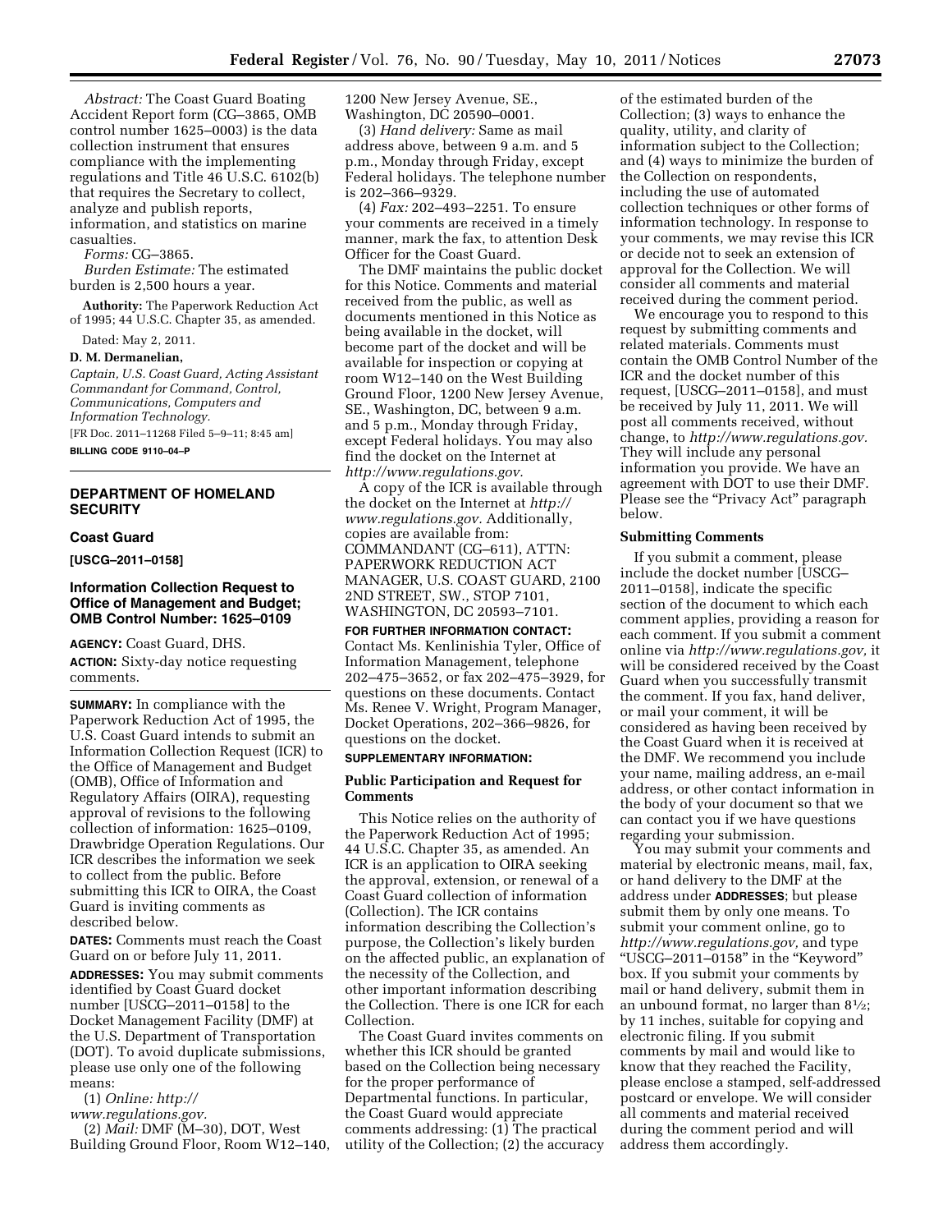*Abstract:* The Coast Guard Boating Accident Report form (CG–3865, OMB control number 1625–0003) is the data collection instrument that ensures compliance with the implementing regulations and Title 46 U.S.C. 6102(b) that requires the Secretary to collect, analyze and publish reports, information, and statistics on marine casualties.

*Forms:* CG–3865.

*Burden Estimate:* The estimated burden is 2,500 hours a year.

**Authority:** The Paperwork Reduction Act of 1995; 44 U.S.C. Chapter 35, as amended.

Dated: May 2, 2011.

**D. M. Dermanelian,**

*Captain, U.S. Coast Guard, Acting Assistant Commandant for Command, Control, Communications, Computers and Information Technology.*

[FR Doc. 2011–11268 Filed 5–9–11; 8:45 am]

**BILLING CODE 9110–04–P**

---

## DEPARTMENT OF HOMELAND SECURITY

### Coast Guard

**[USCG–2011–0158]**

### Information Collection Request to Office of Management and Budget; OMB Control Number: 1625–0109

**AGENCY:** Coast Guard, DHS.

**ACTION:** Sixty-day notice requesting comments.

**SUMMARY:** In compliance with the Paperwork Reduction Act of 1995, the U.S. Coast Guard intends to submit an Information Collection Request (ICR) to the Office of Management and Budget (OMB), Office of Information and Regulatory Affairs (OIRA), requesting approval of revisions to the following collection of information: 1625–0109, Drawbridge Operation Regulations. Our ICR describes the information we seek to collect from the public. Before submitting this ICR to OIRA, the Coast Guard is inviting comments as described below.

**DATES:** Comments must reach the Coast Guard on or before July 11, 2011.

**ADDRESSES:** You may submit comments identified by Coast Guard docket number [USCG–2011–0158] to the Docket Management Facility (DMF) at the U.S. Department of Transportation (DOT). To avoid duplicate submissions, please use only one of the following means:

(1) *Online: http://www.regulations.gov.*

(2) *Mail:* DMF (M–30), DOT, West Building Ground Floor, Room W12–140, 1200 New Jersey Avenue, SE., Washington, DC 20590–0001.

(3) *Hand delivery:* Same as mail address above, between 9 a.m. and 5 p.m., Monday through Friday, except Federal holidays. The telephone number is 202–366–9329.

(4) *Fax:* 202–493–2251. To ensure your comments are received in a timely manner, mark the fax, to attention Desk Officer for the Coast Guard.

The DMF maintains the public docket for this Notice. Comments and material received from the public, as well as documents mentioned in this Notice as being available in the docket, will become part of the docket and will be available for inspection or copying at room W12–140 on the West Building Ground Floor, 1200 New Jersey Avenue, SE., Washington, DC, between 9 a.m. and 5 p.m., Monday through Friday, except Federal holidays. You may also find the docket on the Internet at *http://www.regulations.gov.*

A copy of the ICR is available through the docket on the Internet at *http://www.regulations.gov.* Additionally, copies are available from: COMMANDANT (CG–611), ATTN: PAPERWORK REDUCTION ACT MANAGER, U.S. COAST GUARD, 2100 2ND STREET, SW., STOP 7101, WASHINGTON, DC 20593–7101.

**FOR FURTHER INFORMATION CONTACT:** Contact Ms. Kenlinishia Tyler, Office of Information Management, telephone 202–475–3652, or fax 202–475–3929, for questions on these documents. Contact Ms. Renee V. Wright, Program Manager, Docket Operations, 202–366–9826, for questions on the docket.

**SUPPLEMENTARY INFORMATION:**

#### Public Participation and Request for Comments

This Notice relies on the authority of the Paperwork Reduction Act of 1995; 44 U.S.C. Chapter 35, as amended. An ICR is an application to OIRA seeking the approval, extension, or renewal of a Coast Guard collection of information (Collection). The ICR contains information describing the Collection's purpose, the Collection's likely burden on the affected public, an explanation of the necessity of the Collection, and other important information describing the Collection. There is one ICR for each Collection.

The Coast Guard invites comments on whether this ICR should be granted based on the Collection being necessary for the proper performance of Departmental functions. In particular, the Coast Guard would appreciate comments addressing: (1) The practical utility of the Collection; (2) the accuracy of the estimated burden of the Collection; (3) ways to enhance the quality, utility, and clarity of information subject to the Collection; and (4) ways to minimize the burden of the Collection on respondents, including the use of automated collection techniques or other forms of information technology. In response to your comments, we may revise this ICR or decide not to seek an extension of approval for the Collection. We will consider all comments and material received during the comment period.

We encourage you to respond to this request by submitting comments and related materials. Comments must contain the OMB Control Number of the ICR and the docket number of this request, [USCG–2011–0158], and must be received by July 11, 2011. We will post all comments received, without change, to *http://www.regulations.gov.* They will include any personal information you provide. We have an agreement with DOT to use their DMF. Please see the "Privacy Act" paragraph below.

#### Submitting Comments

If you submit a comment, please include the docket number [USCG–2011–0158], indicate the specific section of the document to which each comment applies, providing a reason for each comment. If you submit a comment online via *http://www.regulations.gov,* it will be considered received by the Coast Guard when you successfully transmit the comment. If you fax, hand deliver, or mail your comment, it will be considered as having been received by the Coast Guard when it is received at the DMF. We recommend you include your name, mailing address, an e-mail address, or other contact information in the body of your document so that we can contact you if we have questions regarding your submission.

You may submit your comments and material by electronic means, mail, fax, or hand delivery to the DMF at the address under **ADDRESSES**; but please submit them by only one means. To submit your comment online, go to *http://www.regulations.gov,* and type "USCG–2011–0158" in the "Keyword" box. If you submit your comments by mail or hand delivery, submit them in an unbound format, no larger than 8½; by 11 inches, suitable for copying and electronic filing. If you submit comments by mail and would like to know that they reached the Facility, please enclose a stamped, self-addressed postcard or envelope. We will consider all comments and material received during the comment period and will address them accordingly.